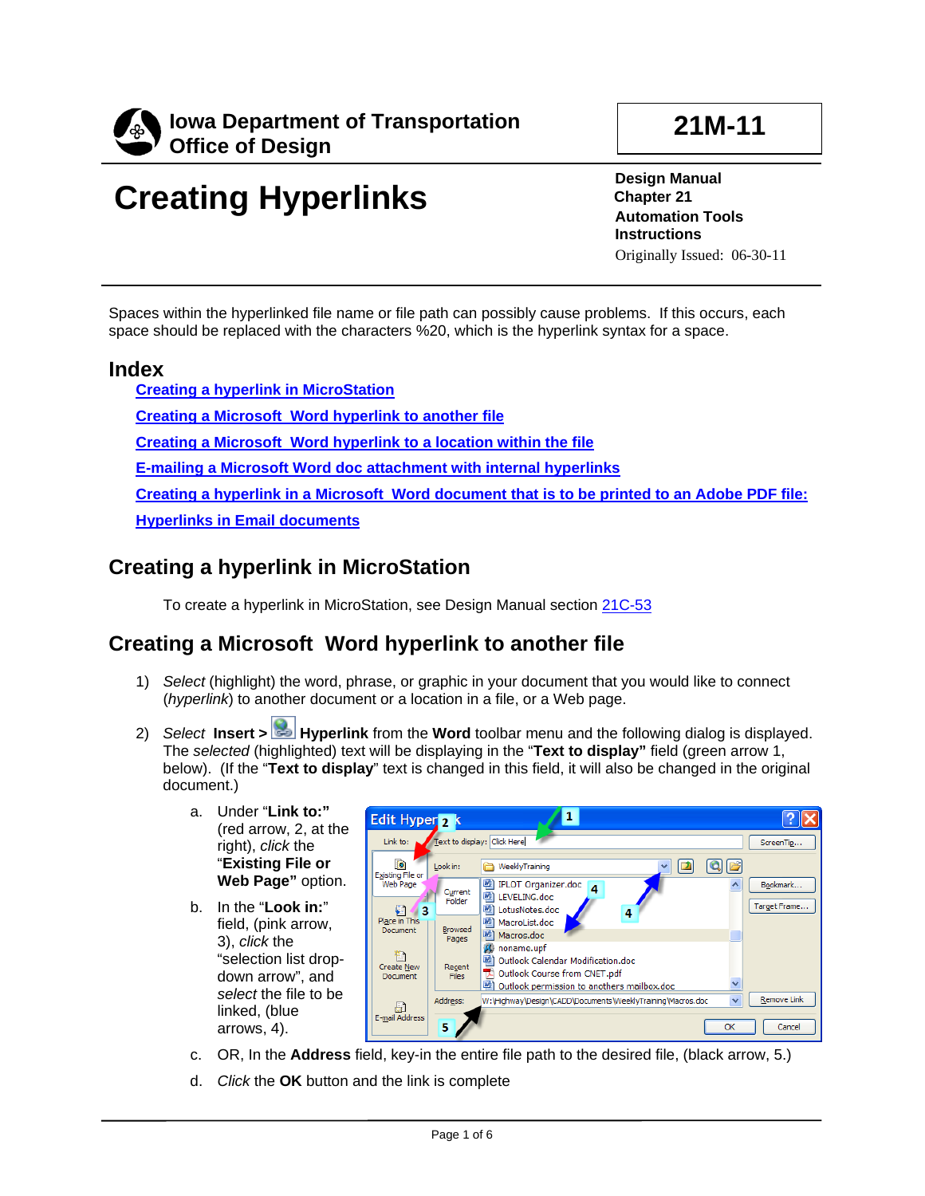**Iowa Department of Transportation**
**Office of Design**

**21M-11**

# Creating Hyperlinks

**Design Manual**
**Chapter 21**
**Automation Tools**
**Instructions**
Originally Issued: 06-30-11

Spaces within the hyperlinked file name or file path can possibly cause problems. If this occurs, each space should be replaced with the characters %20, which is the hyperlink syntax for a space.

## Index

[Creating a hyperlink in MicroStation](#)

[Creating a Microsoft Word hyperlink to another file](#)

[Creating a Microsoft Word hyperlink to a location within the file](#)

[E-mailing a Microsoft Word doc attachment with internal hyperlinks](#)

[Creating a hyperlink in a Microsoft Word document that is to be printed to an Adobe PDF file:](#)

[Hyperlinks in Email documents](#)

## Creating a hyperlink in MicroStation

To create a hyperlink in MicroStation, see Design Manual section [21C-53](#)

## Creating a Microsoft Word hyperlink to another file

1) *Select* (highlight) the word, phrase, or graphic in your document that you would like to connect (*hyperlink*) to another document or a location in a file, or a Web page.

2) *Select* **Insert >** **Hyperlink** from the **Word** toolbar menu and the following dialog is displayed. The *selected* (highlighted) text will be displaying in the "**Text to display"** field (green arrow 1, below). (If the "**Text to display**" text is changed in this field, it will also be changed in the original document.)

   a. Under "**Link to:"** (red arrow, 2, at the right), *click* the "**Existing File or Web Page"** option.

   b. In the "**Look in:**" field, (pink arrow, 3), *click* the "selection list drop-down arrow", and *select* the file to be linked, (blue arrows, 4).

   c. OR, In the **Address** field, key-in the entire file path to the desired file, (black arrow, 5.)

   d. *Click* the **OK** button and the link is complete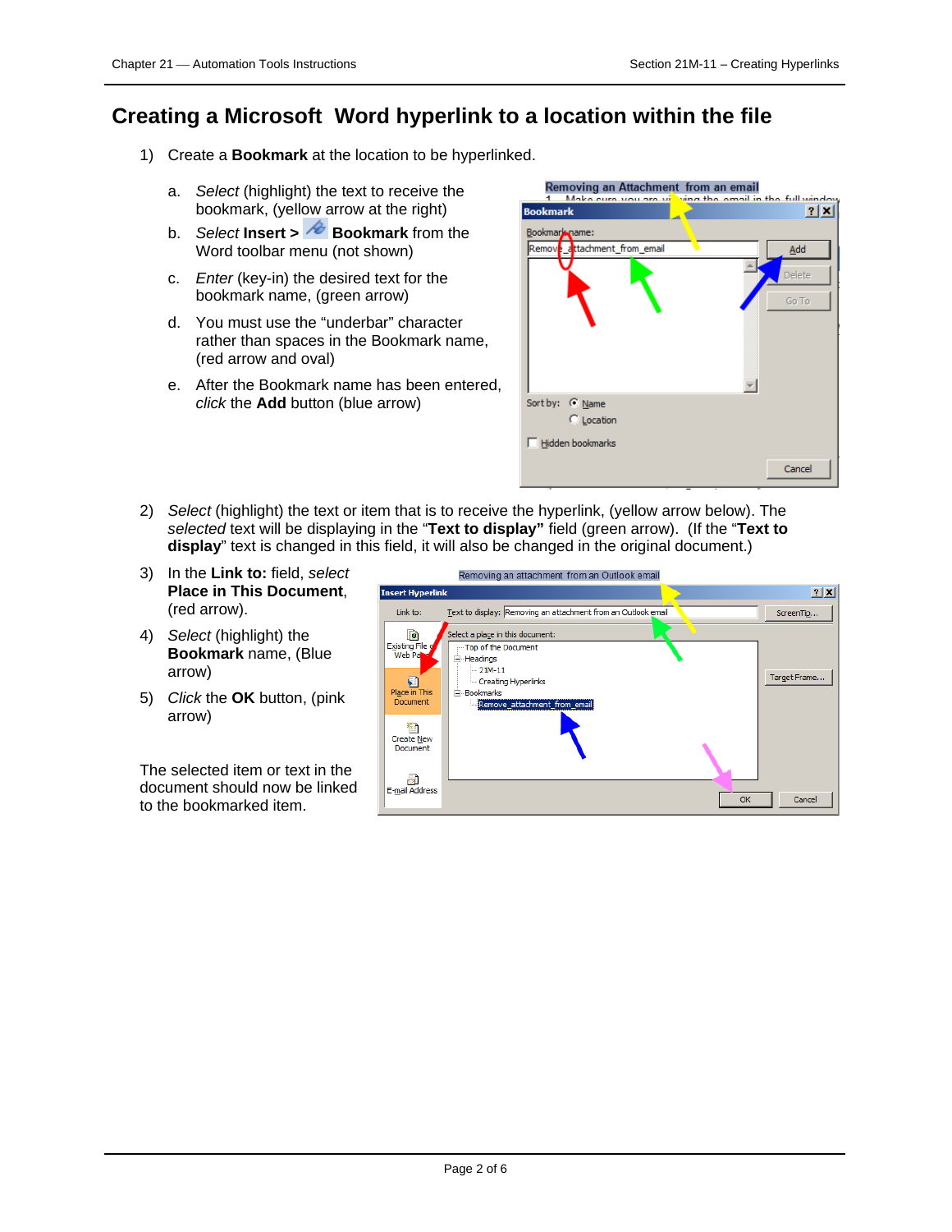# Creating a Microsoft Word hyperlink to a location within the file

1) Create a **Bookmark** at the location to be hyperlinked.

   a. *Select* (highlight) the text to receive the bookmark, (yellow arrow at the right)

   b. *Select* **Insert >** **Bookmark** from the Word toolbar menu (not shown)

   c. *Enter* (key-in) the desired text for the bookmark name, (green arrow)

   d. You must use the "underbar" character rather than spaces in the Bookmark name, (red arrow and oval)

   e. After the Bookmark name has been entered, *click* the **Add** button (blue arrow)

2) *Select* (highlight) the text or item that is to receive the hyperlink, (yellow arrow below). The *selected* text will be displaying in the "**Text to display"** field (green arrow). (If the "**Text to display**" text is changed in this field, it will also be changed in the original document.)

3) In the **Link to:** field, *select* **Place in This Document**, (red arrow).

4) *Select* (highlight) the **Bookmark** name, (Blue arrow)

5) *Click* the **OK** button, (pink arrow)

The selected item or text in the document should now be linked to the bookmarked item.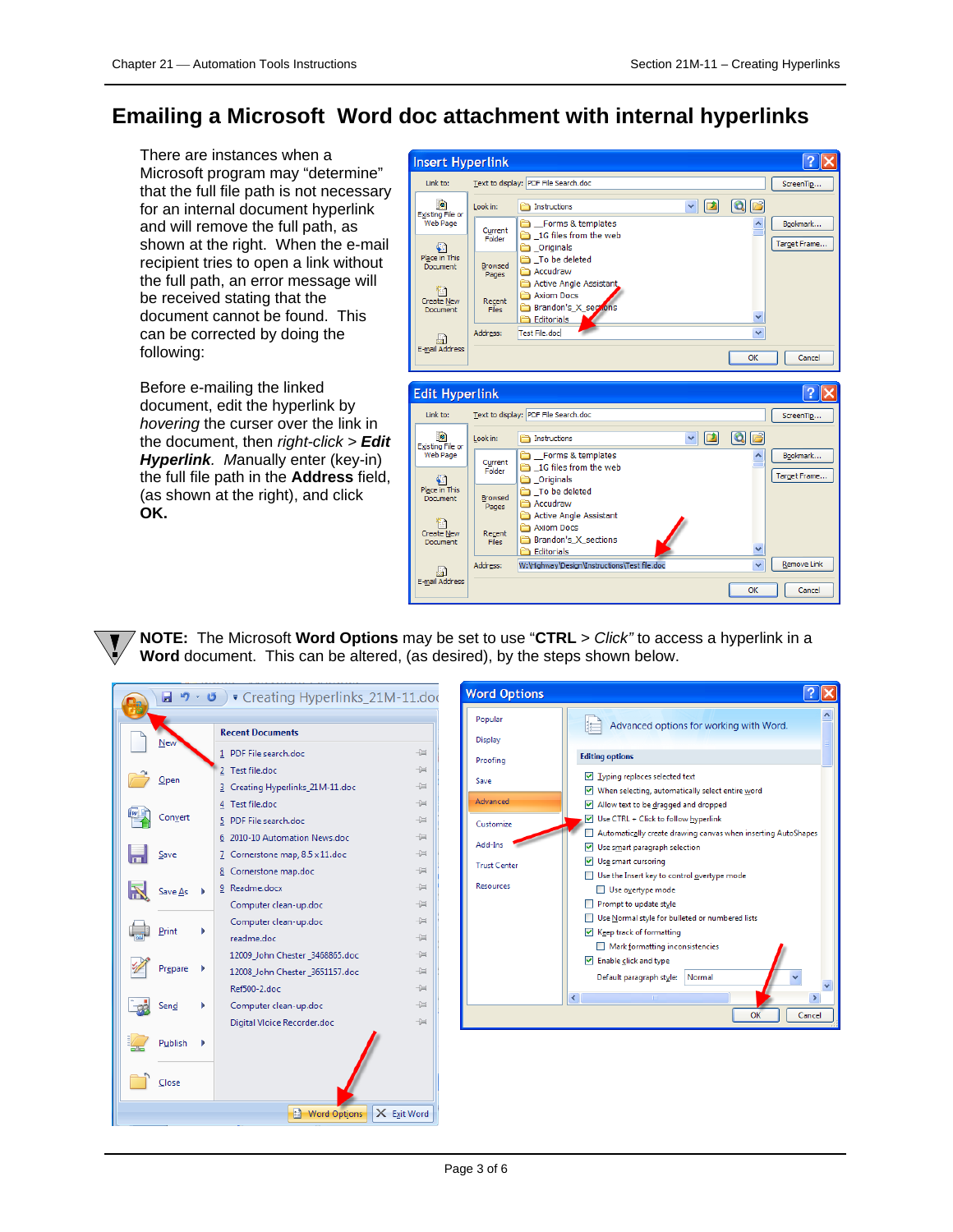# Emailing a Microsoft Word doc attachment with internal hyperlinks

There are instances when a Microsoft program may "determine" that the full file path is not necessary for an internal document hyperlink and will remove the full path, as shown at the right. When the e-mail recipient tries to open a link without the full path, an error message will be received stating that the document cannot be found. This can be corrected by doing the following:

Before e-mailing the linked document, edit the hyperlink by *hovering* the curser over the link in the document, then *right-click* > ***Edit Hyperlink***. *M*anually enter (key-in) the full file path in the **Address** field, (as shown at the right), and click **OK.**

**NOTE:** The Microsoft **Word Options** may be set to use "**CTRL** > *Click"* to access a hyperlink in a **Word** document. This can be altered, (as desired), by the steps shown below.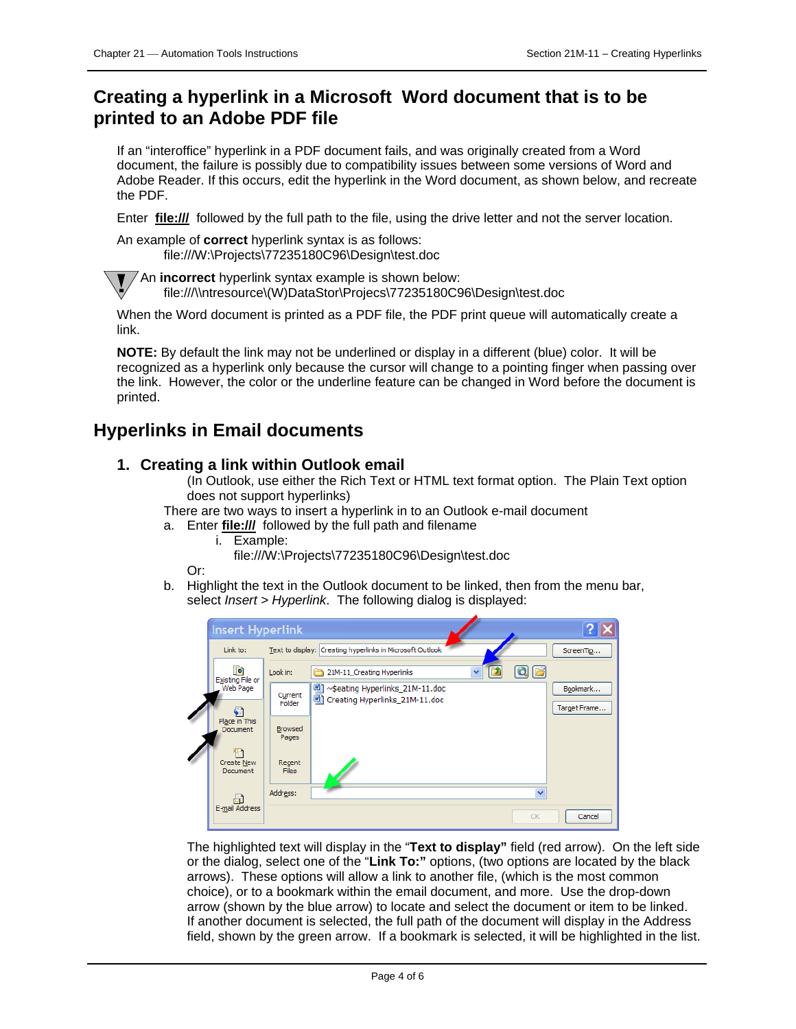## Creating a hyperlink in a Microsoft Word document that is to be printed to an Adobe PDF file

If an "interoffice" hyperlink in a PDF document fails, and was originally created from a Word document, the failure is possibly due to compatibility issues between some versions of Word and Adobe Reader. If this occurs, edit the hyperlink in the Word document, as shown below, and recreate the PDF.

Enter **file:///** followed by the full path to the file, using the drive letter and not the server location.

An example of **correct** hyperlink syntax is as follows:

file:///W:\Projects\77235180C96\Design\test.doc

An **incorrect** hyperlink syntax example is shown below:

file:///\\ntresource\(W)DataStor\Projecs\77235180C96\Design\test.doc

When the Word document is printed as a PDF file, the PDF print queue will automatically create a link.

**NOTE:** By default the link may not be underlined or display in a different (blue) color. It will be recognized as a hyperlink only because the cursor will change to a pointing finger when passing over the link. However, the color or the underline feature can be changed in Word before the document is printed.

## Hyperlinks in Email documents

### 1. Creating a link within Outlook email

(In Outlook, use either the Rich Text or HTML text format option. The Plain Text option does not support hyperlinks)

There are two ways to insert a hyperlink in to an Outlook e-mail document

a. Enter **file:///** followed by the full path and filename

   i. Example:
   file:///W:\Projects\77235180C96\Design\test.doc

Or:

b. Highlight the text in the Outlook document to be linked, then from the menu bar, select *Insert* > *Hyperlink*. The following dialog is displayed:

The highlighted text will display in the "**Text to display"** field (red arrow). On the left side or the dialog, select one of the "**Link To:"** options, (two options are located by the black arrows). These options will allow a link to another file, (which is the most common choice), or to a bookmark within the email document, and more. Use the drop-down arrow (shown by the blue arrow) to locate and select the document or item to be linked. If another document is selected, the full path of the document will display in the Address field, shown by the green arrow. If a bookmark is selected, it will be highlighted in the list.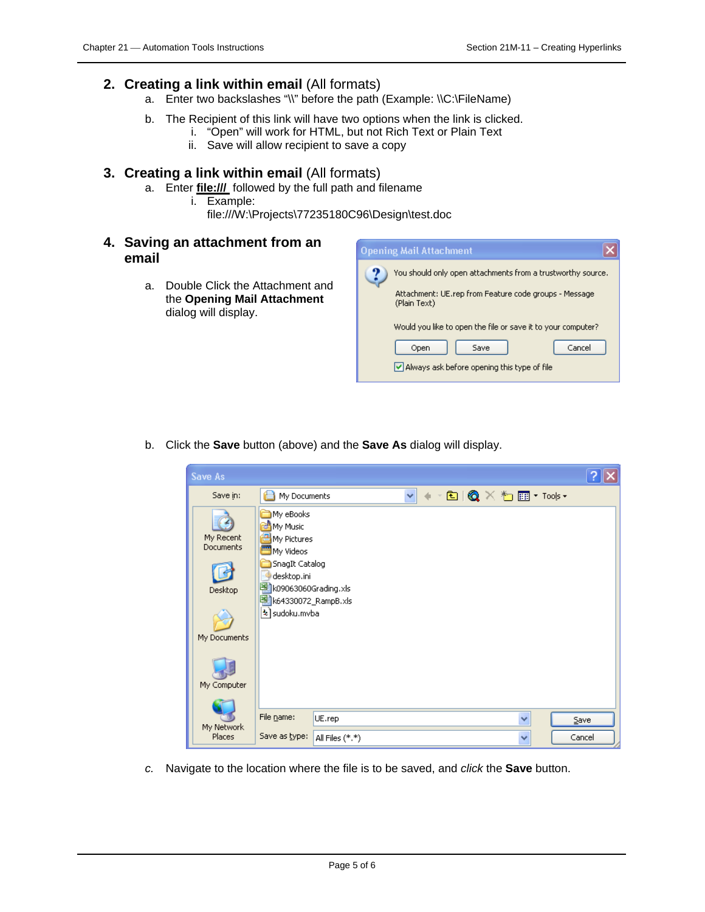## 2. Creating a link within email (All formats)

a. Enter two backslashes "\\" before the path (Example: \\C:\FileName)

b. The Recipient of this link will have two options when the link is clicked.

   i. "Open" will work for HTML, but not Rich Text or Plain Text

   ii. Save will allow recipient to save a copy

## 3. Creating a link within email (All formats)

a. Enter **file:///** followed by the full path and filename

   i. Example:
   file:///W:\Projects\77235180C96\Design\test.doc

## 4. Saving an attachment from an email

a. Double Click the Attachment and the **Opening Mail Attachment** dialog will display.

b. Click the **Save** button (above) and the **Save As** dialog will display.

*c.* Navigate to the location where the file is to be saved, and *click* the **Save** button.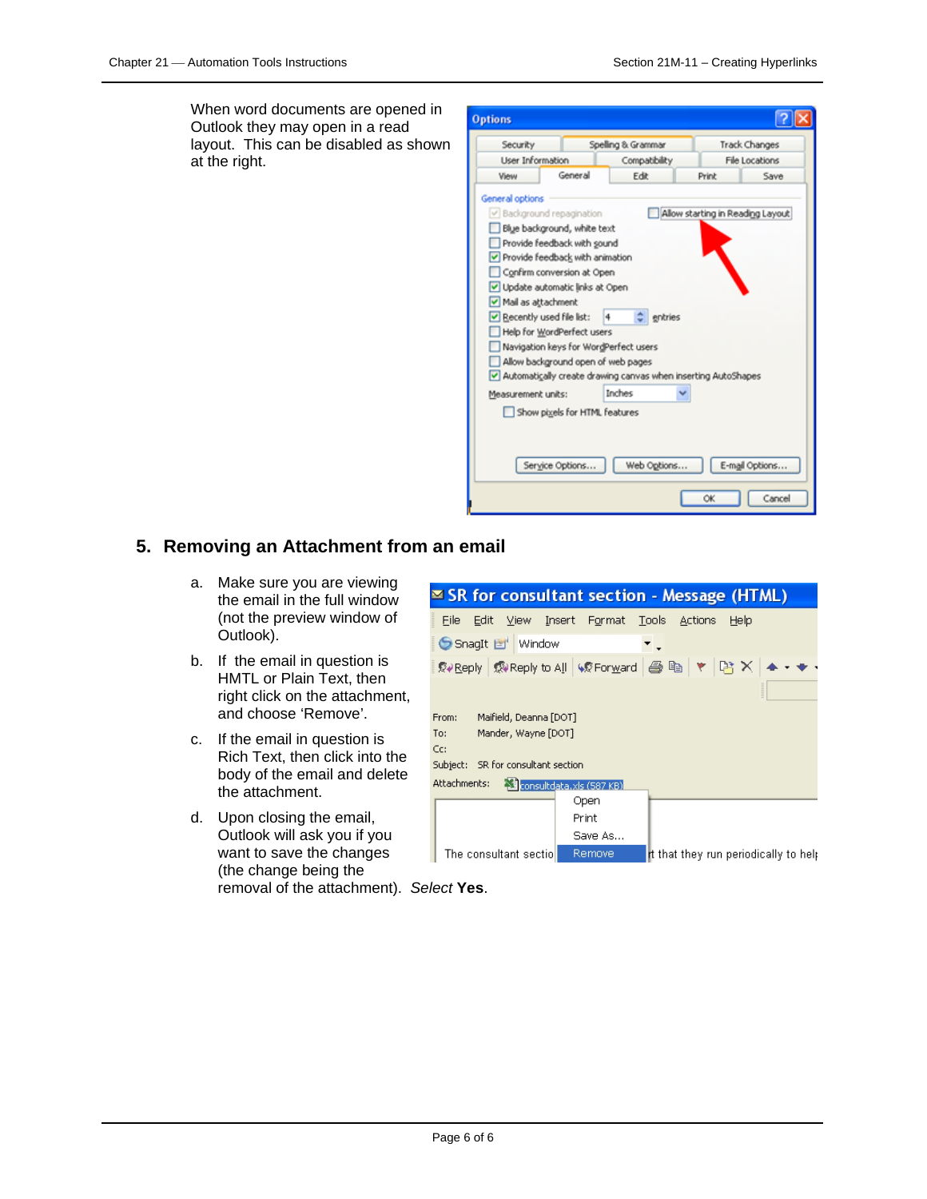When word documents are opened in Outlook they may open in a read layout. This can be disabled as shown at the right.

## 5. Removing an Attachment from an email

a. Make sure you are viewing the email in the full window (not the preview window of Outlook).

b. If the email in question is HMTL or Plain Text, then right click on the attachment, and choose ‘Remove’.

c. If the email in question is Rich Text, then click into the body of the email and delete the attachment.

d. Upon closing the email, Outlook will ask you if you want to save the changes (the change being the removal of the attachment). *Select* **Yes**.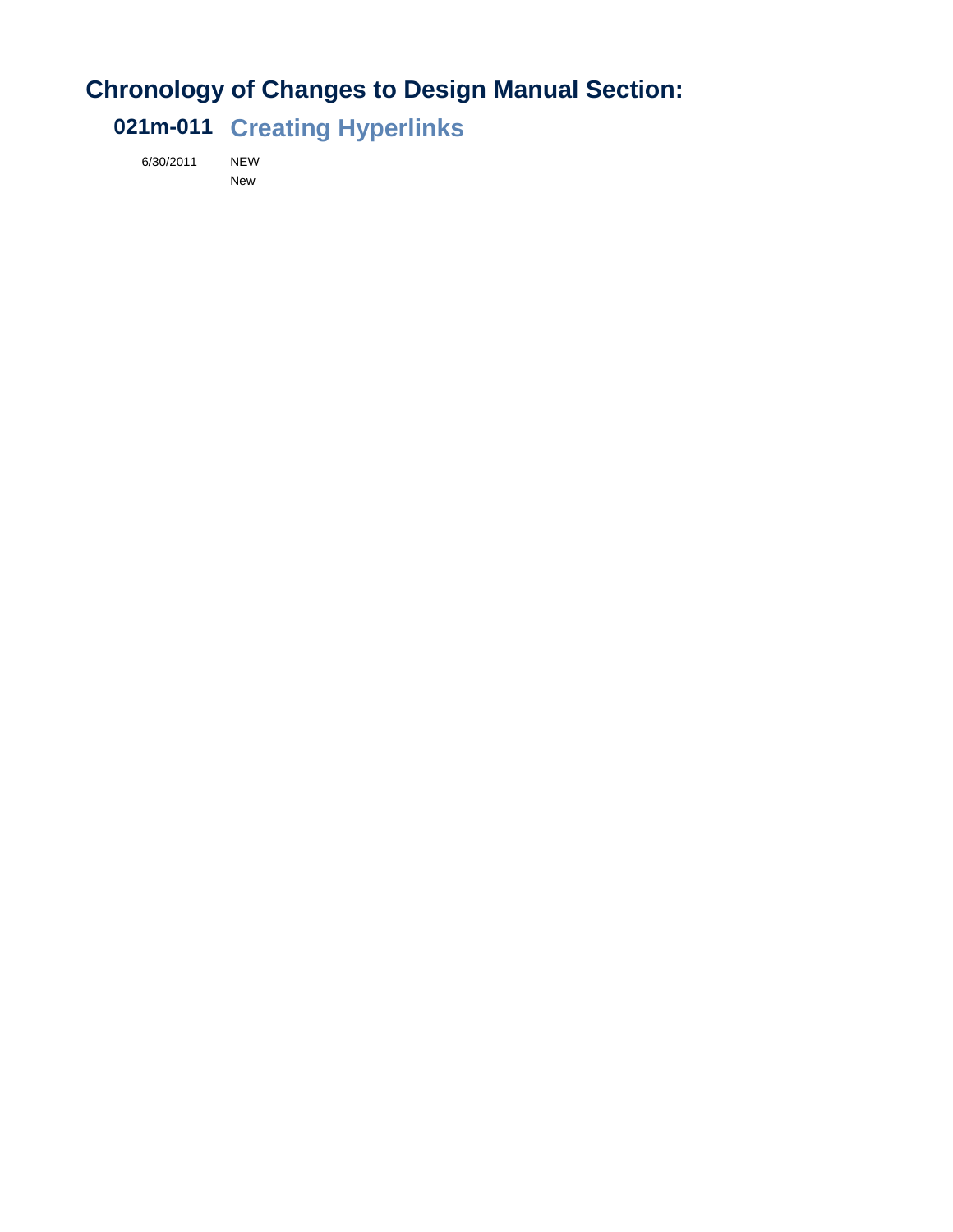# Chronology of Changes to Design Manual Section:

## 021m-011 Creating Hyperlinks

| | | |
|---|---|---|
| 6/30/2011 | NEW<br>New | |